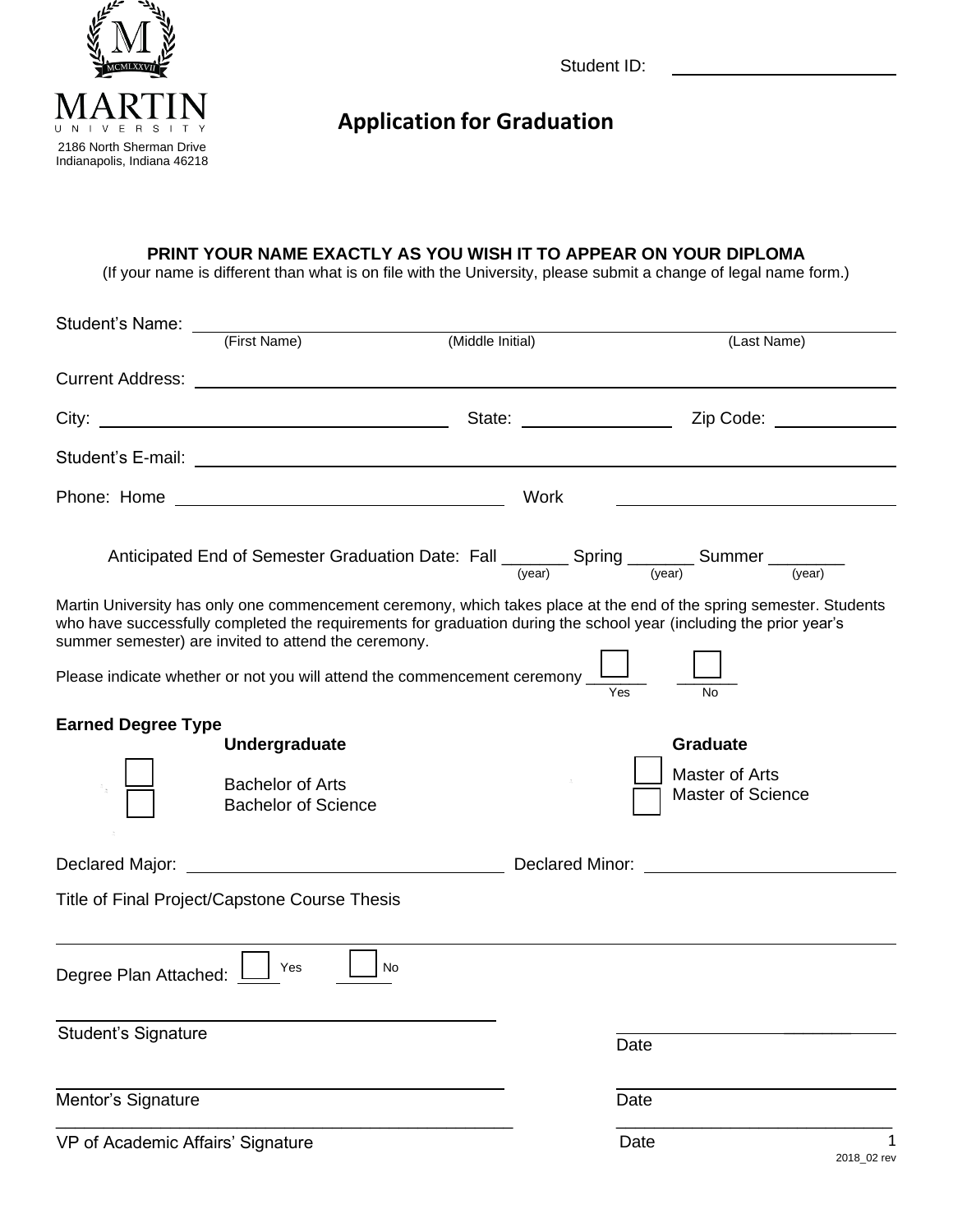MARTIN
UNIVERSITY
2186 North Sherman Drive
Indianapolis, Indiana 46218

Student ID: ____________________

# Application for Graduation

**PRINT YOUR NAME EXACTLY AS YOU WISH IT TO APPEAR ON YOUR DIPLOMA**

(If your name is different than what is on file with the University, please submit a change of legal name form.)

Student's Name: ____________________ (First Name) ____________________ (Middle Initial) ____________________ (Last Name)

Current Address: ____________________

City: ____________________ State: ____________________ Zip Code: ____________________

Student's E-mail: ____________________

Phone: Home ____________________ Work ____________________

Anticipated End of Semester Graduation Date: Fall _______ (year) Spring _______ (year) Summer ________ (year)

Martin University has only one commencement ceremony, which takes place at the end of the spring semester. Students who have successfully completed the requirements for graduation during the school year (including the prior year's summer semester) are invited to attend the ceremony.

Please indicate whether or not you will attend the commencement ceremony ☐ Yes ☐ No

**Earned Degree Type**

**Undergraduate**

☐ Bachelor of Arts
☐ Bachelor of Science

**Graduate**

☐ Master of Arts
☐ Master of Science

Declared Major: ____________________ Declared Minor: ____________________

Title of Final Project/Capstone Course Thesis

____________________

Degree Plan Attached: ☐ Yes ☐ No

____________________
Student's Signature

____________________
Date

____________________
Mentor's Signature

____________________
Date

____________________
VP of Academic Affairs' Signature

____________________
Date

2018_02 rev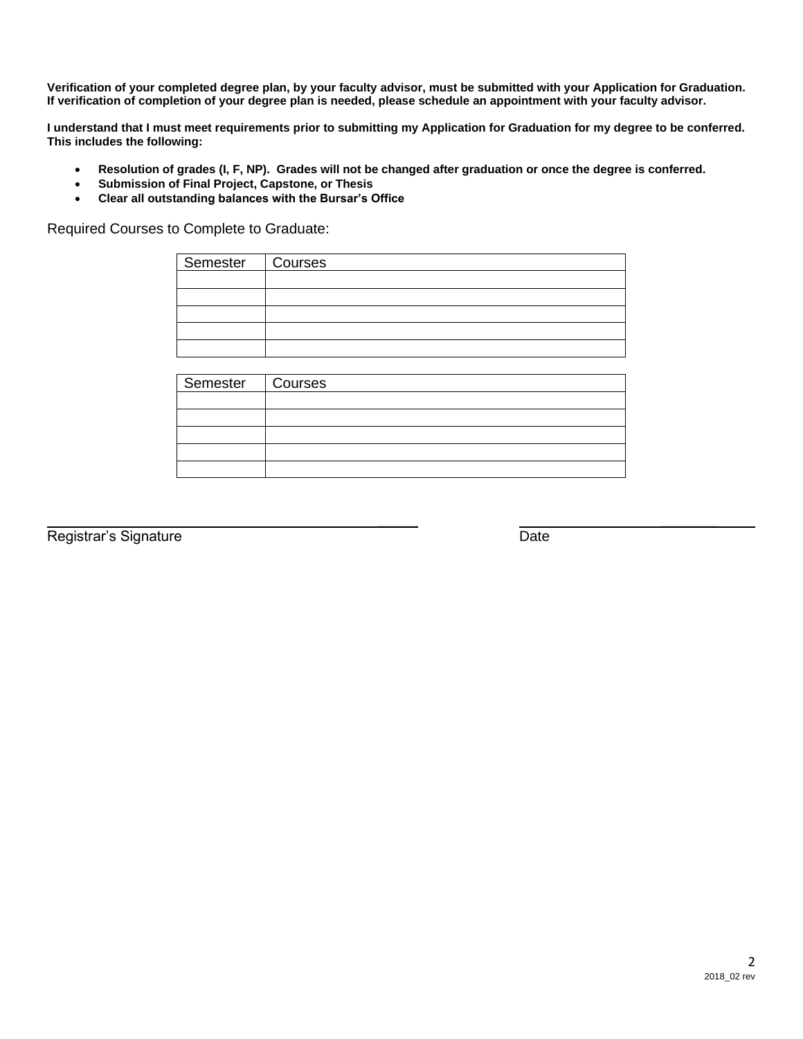**Verification of your completed degree plan, by your faculty advisor, must be submitted with your Application for Graduation. If verification of completion of your degree plan is needed, please schedule an appointment with your faculty advisor.**

**I understand that I must meet requirements prior to submitting my Application for Graduation for my degree to be conferred. This includes the following:**

- **Resolution of grades (I, F, NP). Grades will not be changed after graduation or once the degree is conferred.**
- **Submission of Final Project, Capstone, or Thesis**
- **Clear all outstanding balances with the Bursar's Office**

Required Courses to Complete to Graduate:

| Semester | Courses |
|---|---|
| | |
| | |
| | |
| | |
| | |

| Semester | Courses |
|---|---|
| | |
| | |
| | |
| | |
| | |

\_\_\_\_\_\_\_\_\_\_\_\_\_\_\_\_\_\_\_\_\_\_\_\_\_\_\_\_\_\_\_\_\_\_\_\_\_\_\_\_ \_\_\_\_\_\_\_\_\_\_\_\_\_\_\_\_\_\_\_\_\_\_\_\_\_\_

Registrar's Signature Date

2018_02 rev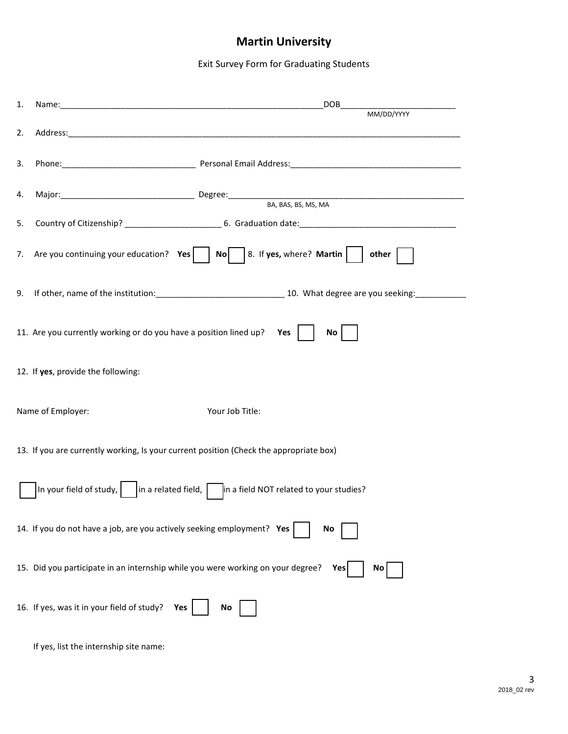# Martin University

Exit Survey Form for Graduating Students

1. Name:_________________________________________________________DOB_________________________
MM/DD/YYYY

2. Address:___________________________________________________________________________________________

3. Phone:____________________________ Personal Email Address:_____________________________________

4. Major:____________________________ Degree:____________________________________________________
BA, BAS, BS, MS, MA

5. Country of Citizenship? ____________________ 6. Graduation date:_________________________________

7. Are you continuing your education? **Yes** ☐ **No** ☐ 8. If **yes,** where? **Martin** ☐ **other** ☐

9. If other, name of the institution:___________________________ 10. What degree are you seeking:___________

11. Are you currently working or do you have a position lined up? **Yes** ☐ **No** ☐

12. If **yes**, provide the following:

Name of Employer: Your Job Title:

13. If you are currently working, Is your current position (Check the appropriate box)

☐ In your field of study, ☐ in a related field, ☐ in a field NOT related to your studies?

14. If you do not have a job, are you actively seeking employment? **Yes** ☐ **No** ☐

15. Did you participate in an internship while you were working on your degree? **Yes** ☐ **No** ☐

16. If yes, was it in your field of study? **Yes** ☐ **No** ☐

If yes, list the internship site name:

2018_02 rev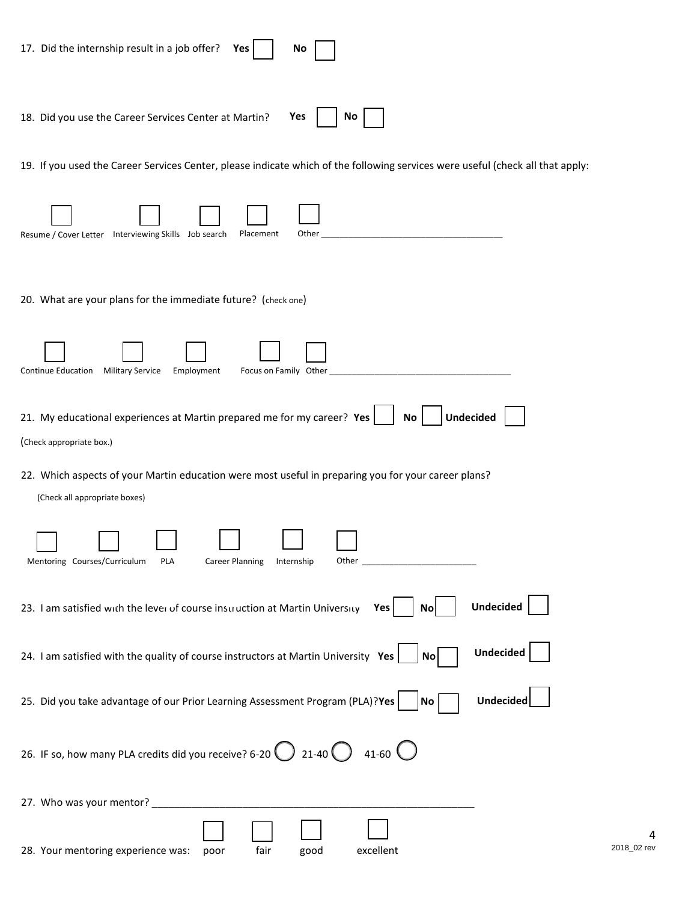17. Did the internship result in a job offer? **Yes** ☐ **No** ☐

18. Did you use the Career Services Center at Martin? **Yes** ☐ **No** ☐

19. If you used the Career Services Center, please indicate which of the following services were useful (check all that apply:

☐ Resume / Cover Letter ☐ Interviewing Skills ☐ Job search ☐ Placement ☐ Other ____________________________________

20. What are your plans for the immediate future? (check one)

☐ Continue Education ☐ Military Service ☐ Employment ☐ Focus on Family ☐ Other ____________________________________

21. My educational experiences at Martin prepared me for my career? **Yes** ☐ **No** ☐ **Undecided** ☐

(Check appropriate box.)

22. Which aspects of your Martin education were most useful in preparing you for your career plans?

(Check all appropriate boxes)

☐ Mentoring ☐ Courses/Curriculum ☐ PLA ☐ Career Planning ☐ Internship ☐ Other _______________________

23. I am satisfied with the level of course instruction at Martin University **Yes** ☐ **No** ☐ **Undecided** ☐

24. I am satisfied with the quality of course instructors at Martin University **Yes** ☐ **No** ☐ **Undecided** ☐

25. Did you take advantage of our Prior Learning Assessment Program (PLA)? **Yes** ☐ **No** ☐ **Undecided** ☐

26. IF so, how many PLA credits did you receive? 6-20 ◯ 21-40 ◯ 41-60 ◯

27. Who was your mentor? _______________________________________________________

28. Your mentoring experience was: ☐ poor ☐ fair ☐ good ☐ excellent

2018_02 rev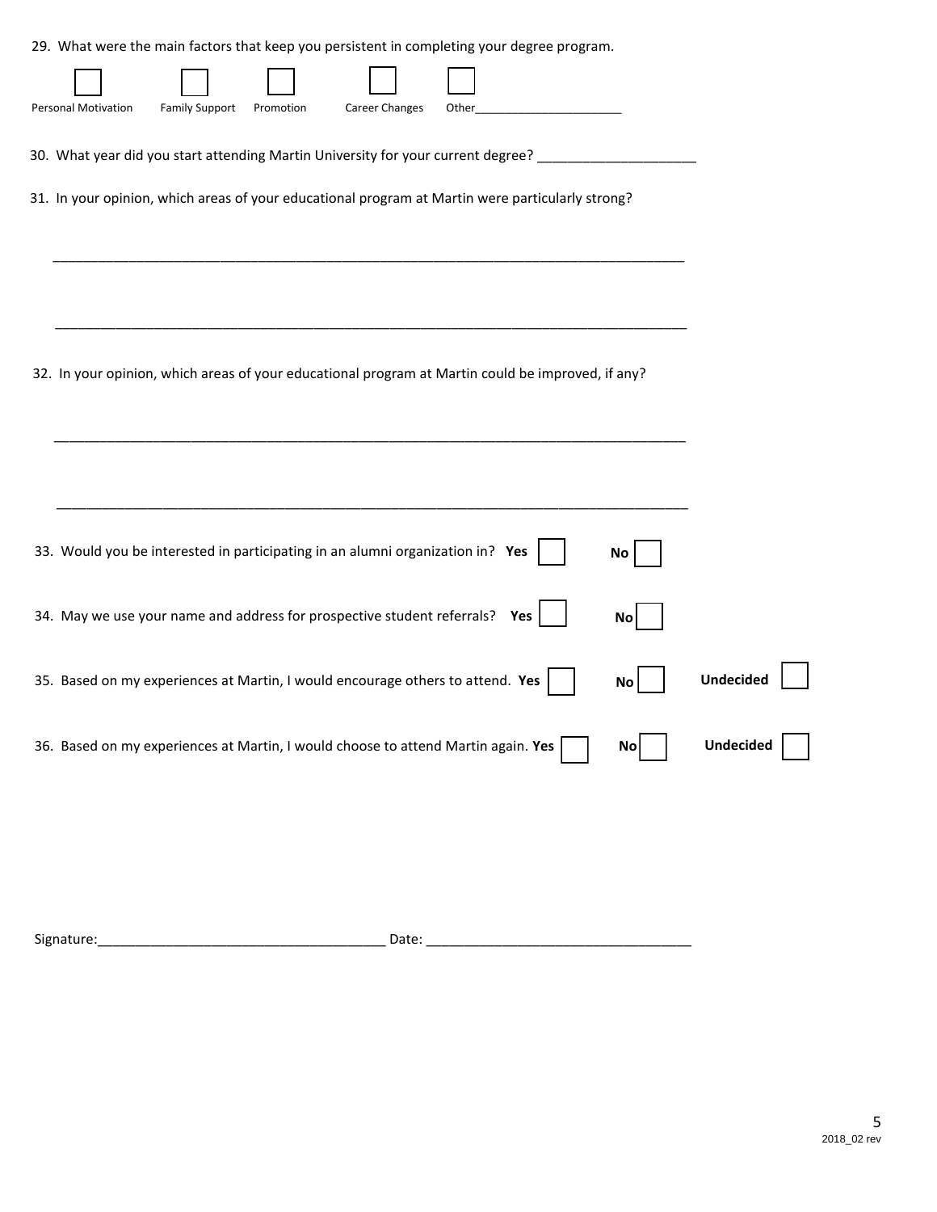29. What were the main factors that keep you persistent in completing your degree program.

☐ Personal Motivation ☐ Family Support ☐ Promotion ☐ Career Changes ☐ Other_______________________

30. What year did you start attending Martin University for your current degree? ____________________

31. In your opinion, which areas of your educational program at Martin were particularly strong?

_____________________________________________________________________________________

_____________________________________________________________________________________

32. In your opinion, which areas of your educational program at Martin could be improved, if any?

_____________________________________________________________________________________

_____________________________________________________________________________________

33. Would you be interested in participating in an alumni organization in? **Yes** ☐ **No** ☐

34. May we use your name and address for prospective student referrals? **Yes** ☐ **No** ☐

35. Based on my experiences at Martin, I would encourage others to attend. **Yes** ☐ **No** ☐ **Undecided** ☐

36. Based on my experiences at Martin, I would choose to attend Martin again. **Yes** ☐ **No** ☐ **Undecided** ☐

Signature:_____________________________________ Date: __________________________________

2018_02 rev